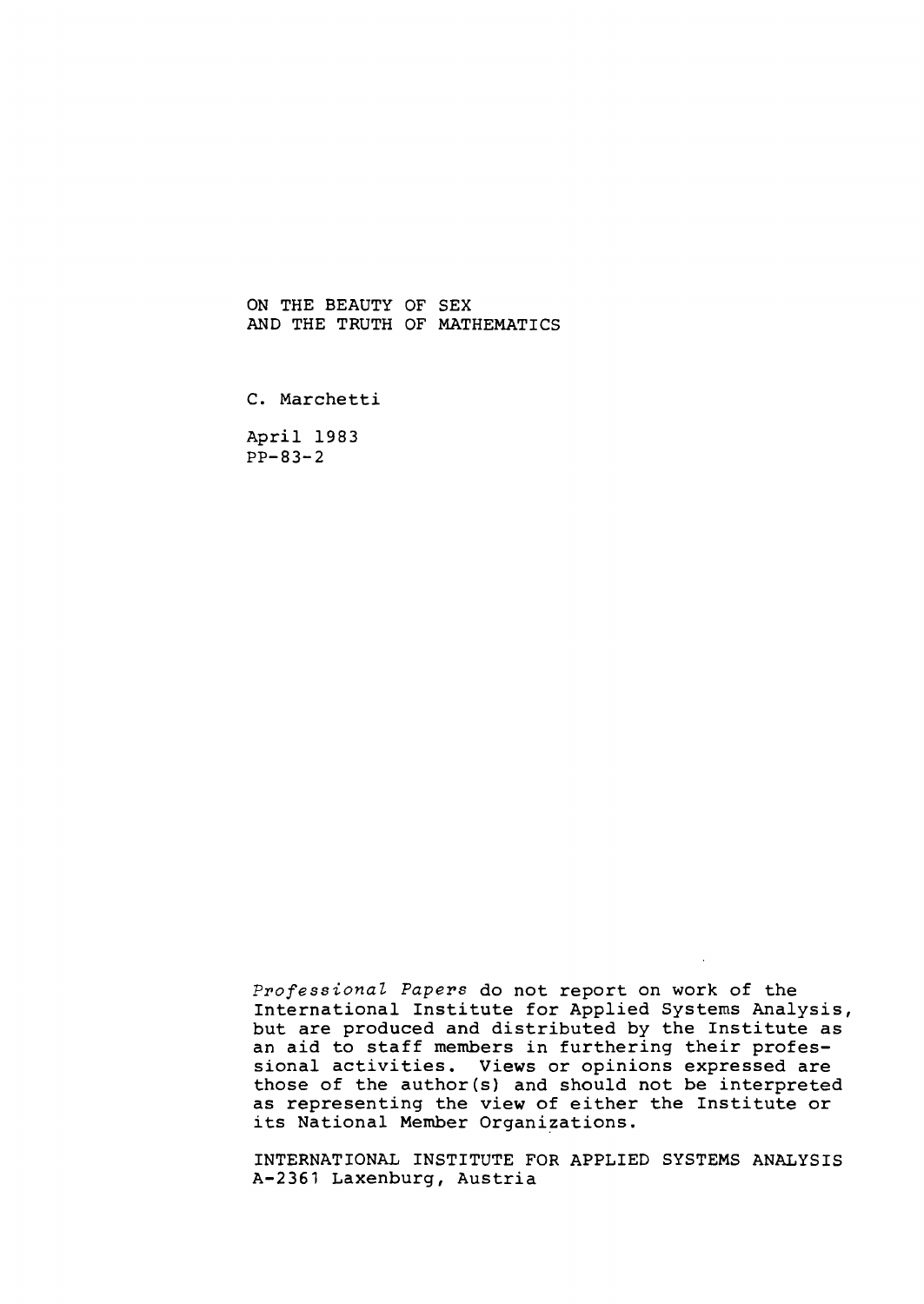# ON THE BEAUTY OF SEX AND THE TRUTH OF MATHEMATICS

C. Marchetti

April 1983
PP-83-2

*Professional Papers* do not report on work of the International Institute for Applied Systems Analysis, but are produced and distributed by the Institute as an aid to staff members in furthering their professional activities. Views or opinions expressed are those of the author(s) and should not be interpreted as representing the view of either the Institute or its National Member Organizations.

INTERNATIONAL INSTITUTE FOR APPLIED SYSTEMS ANALYSIS
A-2361 Laxenburg, Austria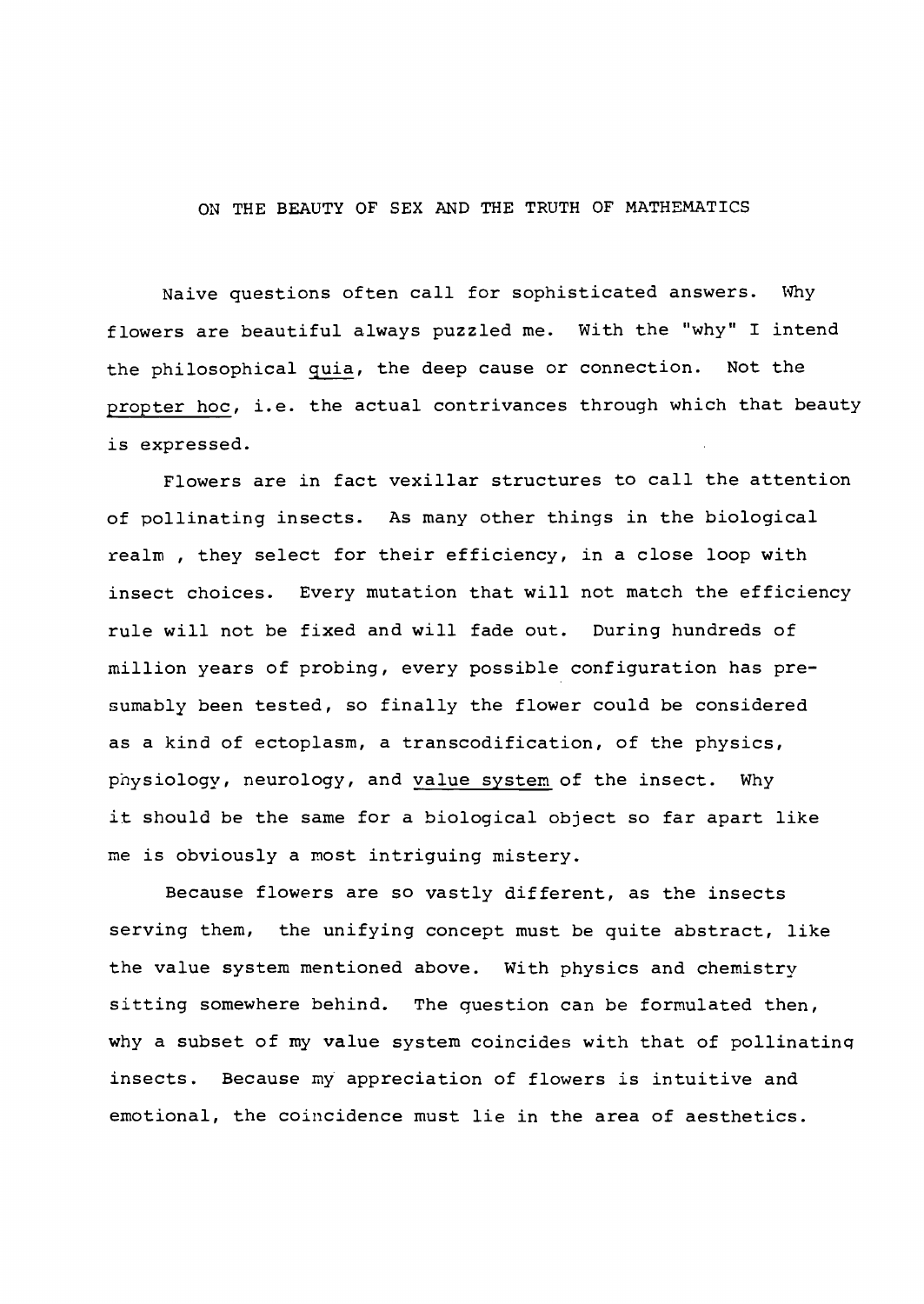# ON THE BEAUTY OF SEX AND THE TRUTH OF MATHEMATICS

Naive questions often call for sophisticated answers. Why flowers are beautiful always puzzled me. With the "why" I intend the philosophical quia, the deep cause or connection. Not the propter hoc, i.e. the actual contrivances through which that beauty is expressed.

Flowers are in fact vexillar structures to call the attention of pollinating insects. As many other things in the biological realm , they select for their efficiency, in a close loop with insect choices. Every mutation that will not match the efficiency rule will not be fixed and will fade out. During hundreds of million years of probing, every possible configuration has presumably been tested, so finally the flower could be considered as a kind of ectoplasm, a transcodification, of the physics, physiology, neurology, and value system of the insect. Why it should be the same for a biological object so far apart like me is obviously a most intriguing mistery.

Because flowers are so vastly different, as the insects serving them, the unifying concept must be quite abstract, like the value system mentioned above. With physics and chemistry sitting somewhere behind. The question can be formulated then, why a subset of my value system coincides with that of pollinating insects. Because my appreciation of flowers is intuitive and emotional, the coincidence must lie in the area of aesthetics.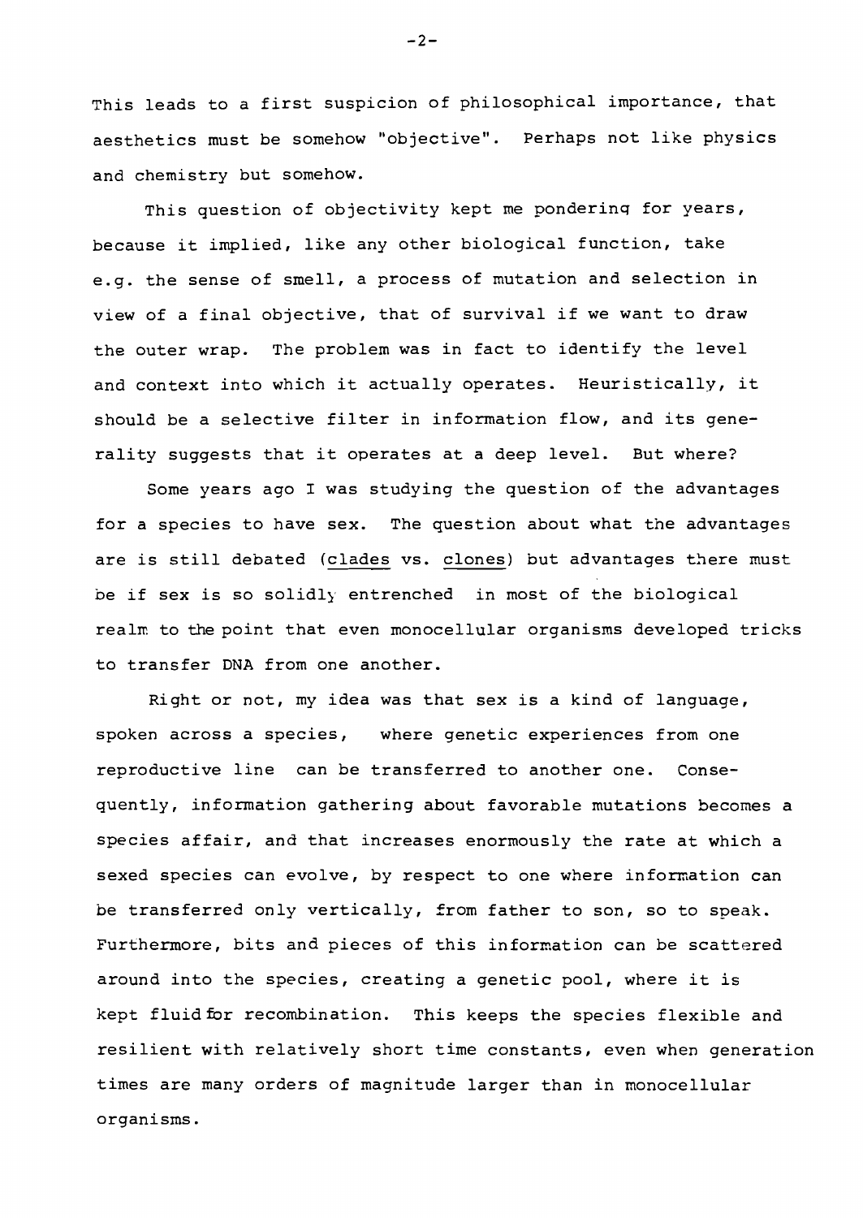This leads to a first suspicion of philosophical importance, that aesthetics must be somehow "objective". Perhaps not like physics and chemistry but somehow.

This question of objectivity kept me pondering for years, because it implied, like any other biological function, take e.g. the sense of smell, a process of mutation and selection in view of a final objective, that of survival if we want to draw the outer wrap. The problem was in fact to identify the level and context into which it actually operates. Heuristically, it should be a selective filter in information flow, and its generality suggests that it operates at a deep level. But where?

Some years ago I was studying the question of the advantages for a species to have sex. The question about what the advantages are is still debated (clades vs. clones) but advantages there must be if sex is so solidly entrenched in most of the biological realm to the point that even monocellular organisms developed tricks to transfer DNA from one another.

Right or not, my idea was that sex is a kind of language, spoken across a species, where genetic experiences from one reproductive line can be transferred to another one. Consequently, information gathering about favorable mutations becomes a species affair, and that increases enormously the rate at which a sexed species can evolve, by respect to one where information can be transferred only vertically, from father to son, so to speak. Furthermore, bits and pieces of this information can be scattered around into the species, creating a genetic pool, where it is kept fluid for recombination. This keeps the species flexible and resilient with relatively short time constants, even when generation times are many orders of magnitude larger than in monocellular organisms.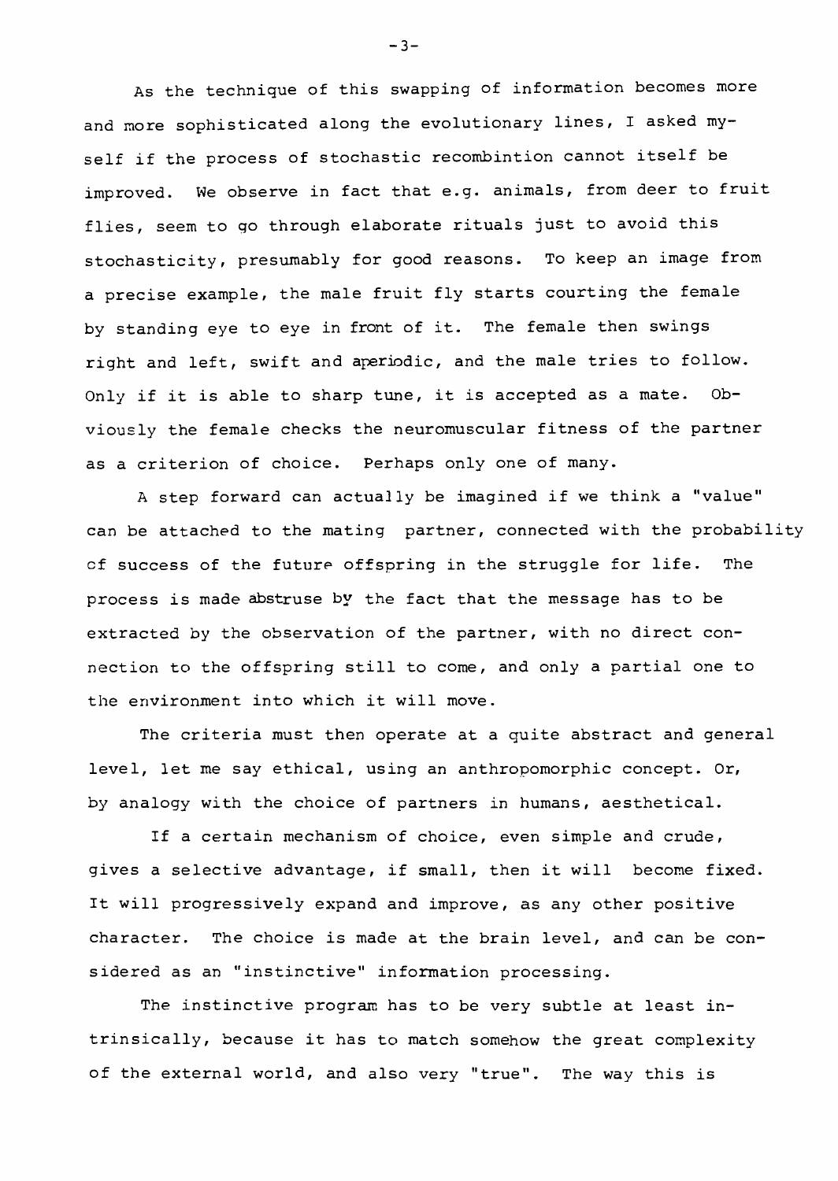As the technique of this swapping of information becomes more and more sophisticated along the evolutionary lines, I asked myself if the process of stochastic recombintion cannot itself be improved. We observe in fact that e.g. animals, from deer to fruit flies, seem to go through elaborate rituals just to avoid this stochasticity, presumably for good reasons. To keep an image from a precise example, the male fruit fly starts courting the female by standing eye to eye in front of it. The female then swings right and left, swift and aperiodic, and the male tries to follow. Only if it is able to sharp tune, it is accepted as a mate. Obviously the female checks the neuromuscular fitness of the partner as a criterion of choice. Perhaps only one of many.

A step forward can actually be imagined if we think a "value" can be attached to the mating partner, connected with the probability of success of the future offspring in the struggle for life. The process is made abstruse by the fact that the message has to be extracted by the observation of the partner, with no direct connection to the offspring still to come, and only a partial one to the environment into which it will move.

The criteria must then operate at a quite abstract and general level, let me say ethical, using an anthropomorphic concept. Or, by analogy with the choice of partners in humans, aesthetical.

If a certain mechanism of choice, even simple and crude, gives a selective advantage, if small, then it will become fixed. It will progressively expand and improve, as any other positive character. The choice is made at the brain level, and can be considered as an "instinctive" information processing.

The instinctive program has to be very subtle at least intrinsically, because it has to match somehow the great complexity of the external world, and also very "true". The way this is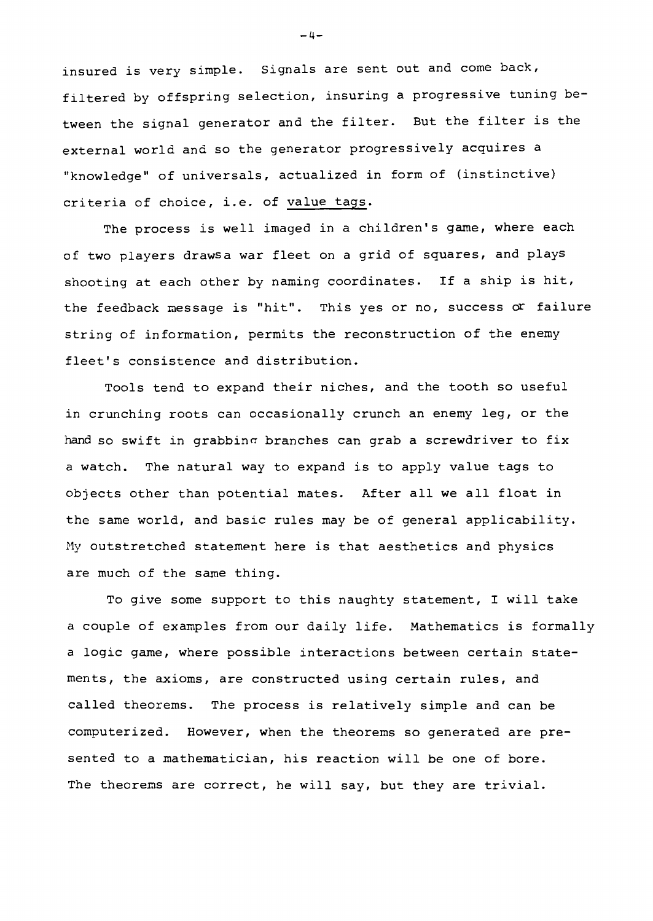insured is very simple. Signals are sent out and come back, filtered by offspring selection, insuring a progressive tuning between the signal generator and the filter. But the filter is the external world and so the generator progressively acquires a "knowledge" of universals, actualized in form of (instinctive) criteria of choice, i.e. of <u>value tags</u>.

The process is well imaged in a children's game, where each of two players drawsa war fleet on a grid of squares, and plays shooting at each other by naming coordinates. If a ship is hit, the feedback message is "hit". This yes or no, success or failure string of information, permits the reconstruction of the enemy fleet's consistence and distribution.

Tools tend to expand their niches, and the tooth so useful in crunching roots can occasionally crunch an enemy leg, or the hand so swift in grabbing branches can grab a screwdriver to fix a watch. The natural way to expand is to apply value tags to objects other than potential mates. After all we all float in the same world, and basic rules may be of general applicability. My outstretched statement here is that aesthetics and physics are much of the same thing.

To give some support to this naughty statement, I will take a couple of examples from our daily life. Mathematics is formally a logic game, where possible interactions between certain statements, the axioms, are constructed using certain rules, and called theorems. The process is relatively simple and can be computerized. However, when the theorems so generated are presented to a mathematician, his reaction will be one of bore. The theorems are correct, he will say, but they are trivial.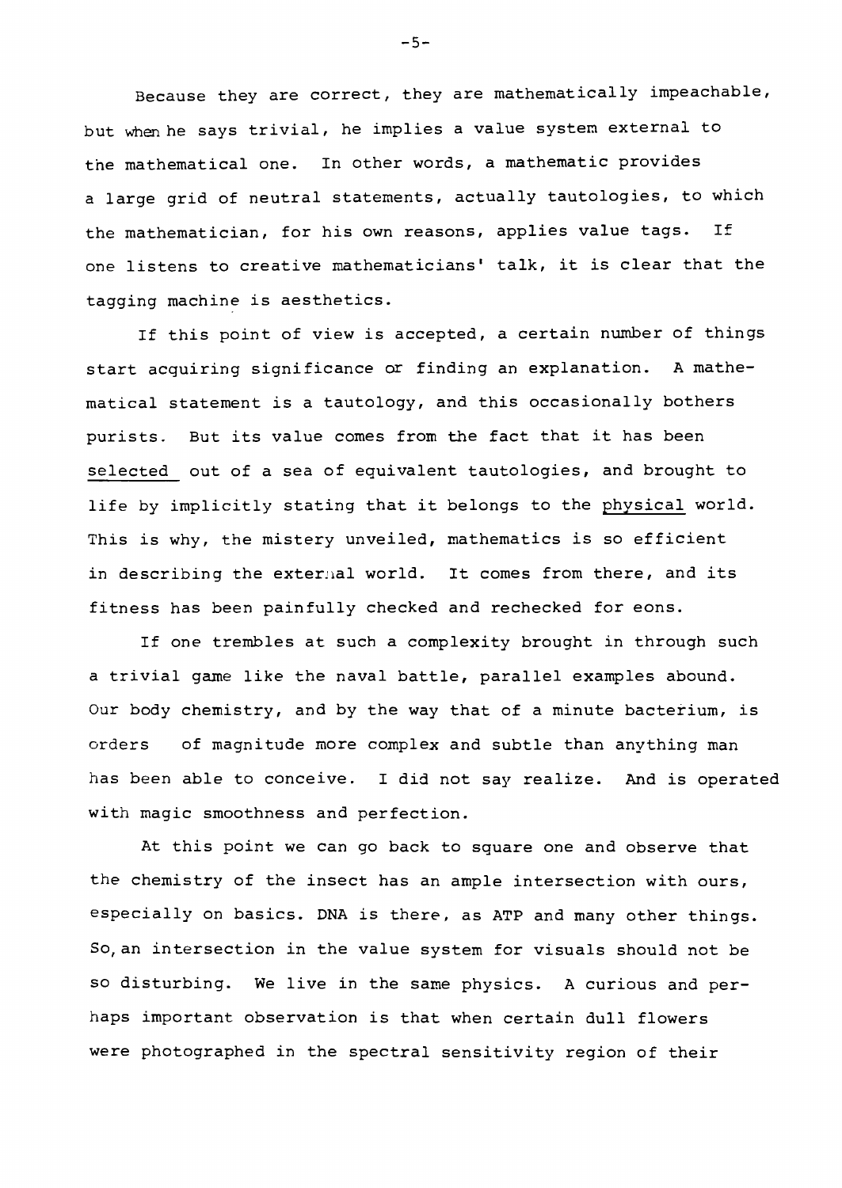Because they are correct, they are mathematically impeachable, but when he says trivial, he implies a value system external to the mathematical one. In other words, a mathematic provides a large grid of neutral statements, actually tautologies, to which the mathematician, for his own reasons, applies value tags. If one listens to creative mathematicians' talk, it is clear that the tagging machine is aesthetics.

If this point of view is accepted, a certain number of things start acquiring significance or finding an explanation. A mathematical statement is a tautology, and this occasionally bothers purists. But its value comes from the fact that it has been selected out of a sea of equivalent tautologies, and brought to life by implicitly stating that it belongs to the physical world. This is why, the mistery unveiled, mathematics is so efficient in describing the external world. It comes from there, and its fitness has been painfully checked and rechecked for eons.

If one trembles at such a complexity brought in through such a trivial game like the naval battle, parallel examples abound. Our body chemistry, and by the way that of a minute bacterium, is orders of magnitude more complex and subtle than anything man has been able to conceive. I did not say realize. And is operated with magic smoothness and perfection.

At this point we can go back to square one and observe that the chemistry of the insect has an ample intersection with ours, especially on basics. DNA is there, as ATP and many other things. So, an intersection in the value system for visuals should not be so disturbing. We live in the same physics. A curious and perhaps important observation is that when certain dull flowers were photographed in the spectral sensitivity region of their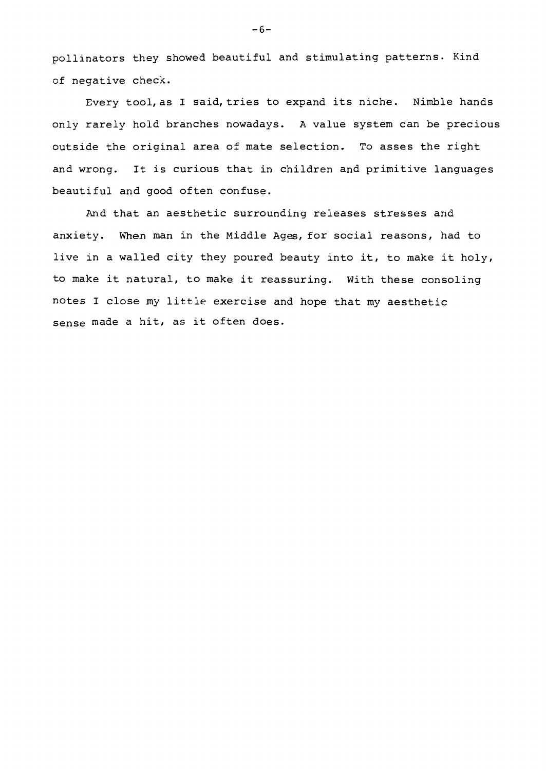pollinators they showed beautiful and stimulating patterns. Kind of negative check.

Every tool, as I said, tries to expand its niche. Nimble hands only rarely hold branches nowadays. A value system can be precious outside the original area of mate selection. To asses the right and wrong. It is curious that in children and primitive languages beautiful and good often confuse.

And that an aesthetic surrounding releases stresses and anxiety. When man in the Middle Ages, for social reasons, had to live in a walled city they poured beauty into it, to make it holy, to make it natural, to make it reassuring. With these consoling notes I close my little exercise and hope that my aesthetic sense made a hit, as it often does.